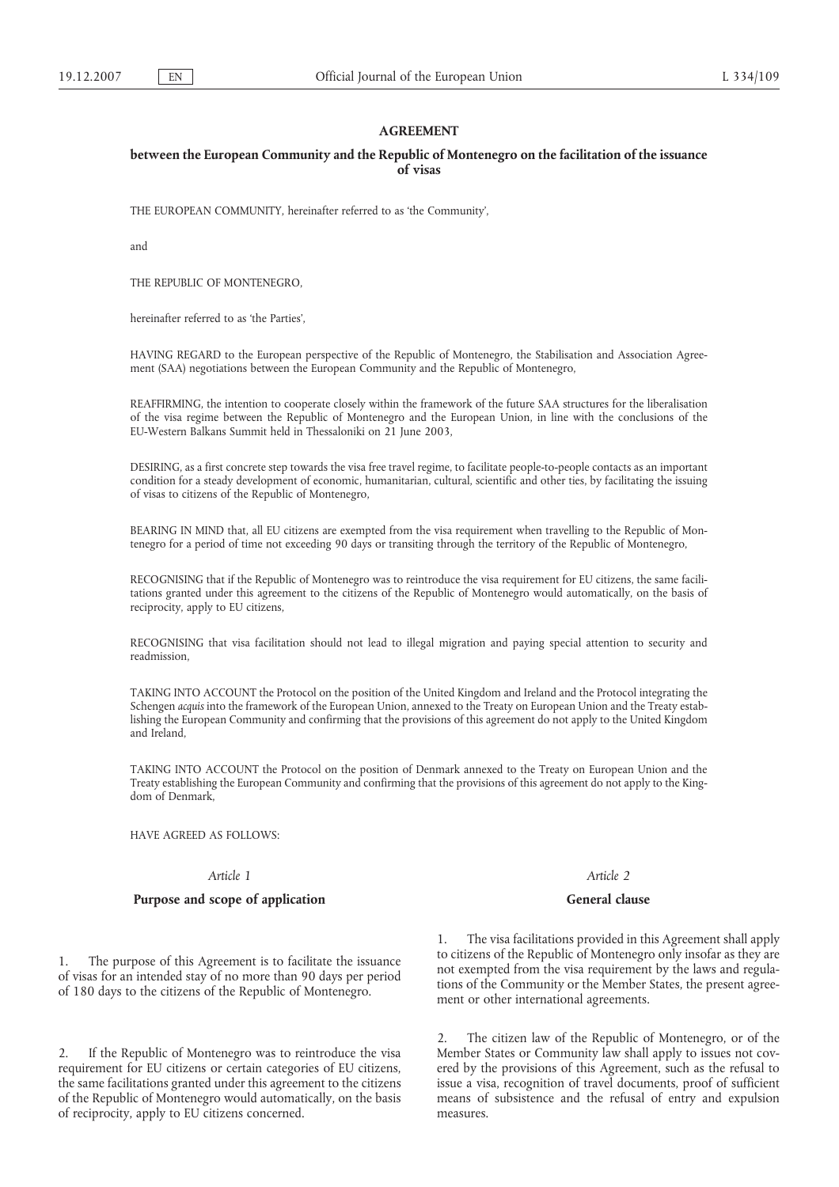# AGREEMENT

## between the European Community and the Republic of Montenegro on the facilitation of the issuance of visas

THE EUROPEAN COMMUNITY, hereinafter referred to as 'the Community',

and

THE REPUBLIC OF MONTENEGRO,

hereinafter referred to as 'the Parties',

HAVING REGARD to the European perspective of the Republic of Montenegro, the Stabilisation and Association Agreement (SAA) negotiations between the European Community and the Republic of Montenegro,

REAFFIRMING, the intention to cooperate closely within the framework of the future SAA structures for the liberalisation of the visa regime between the Republic of Montenegro and the European Union, in line with the conclusions of the EU-Western Balkans Summit held in Thessaloniki on 21 June 2003,

DESIRING, as a first concrete step towards the visa free travel regime, to facilitate people-to-people contacts as an important condition for a steady development of economic, humanitarian, cultural, scientific and other ties, by facilitating the issuing of visas to citizens of the Republic of Montenegro,

BEARING IN MIND that, all EU citizens are exempted from the visa requirement when travelling to the Republic of Montenegro for a period of time not exceeding 90 days or transiting through the territory of the Republic of Montenegro,

RECOGNISING that if the Republic of Montenegro was to reintroduce the visa requirement for EU citizens, the same facilitations granted under this agreement to the citizens of the Republic of Montenegro would automatically, on the basis of reciprocity, apply to EU citizens,

RECOGNISING that visa facilitation should not lead to illegal migration and paying special attention to security and readmission,

TAKING INTO ACCOUNT the Protocol on the position of the United Kingdom and Ireland and the Protocol integrating the Schengen *acquis* into the framework of the European Union, annexed to the Treaty on European Union and the Treaty establishing the European Community and confirming that the provisions of this agreement do not apply to the United Kingdom and Ireland,

TAKING INTO ACCOUNT the Protocol on the position of Denmark annexed to the Treaty on European Union and the Treaty establishing the European Community and confirming that the provisions of this agreement do not apply to the Kingdom of Denmark,

HAVE AGREED AS FOLLOWS:

*Article 1*

**Purpose and scope of application**

1. The purpose of this Agreement is to facilitate the issuance of visas for an intended stay of no more than 90 days per period of 180 days to the citizens of the Republic of Montenegro.

2. If the Republic of Montenegro was to reintroduce the visa requirement for EU citizens or certain categories of EU citizens, the same facilitations granted under this agreement to the citizens of the Republic of Montenegro would automatically, on the basis of reciprocity, apply to EU citizens concerned.

*Article 2*

**General clause**

1. The visa facilitations provided in this Agreement shall apply to citizens of the Republic of Montenegro only insofar as they are not exempted from the visa requirement by the laws and regulations of the Community or the Member States, the present agreement or other international agreements.

2. The citizen law of the Republic of Montenegro, or of the Member States or Community law shall apply to issues not covered by the provisions of this Agreement, such as the refusal to issue a visa, recognition of travel documents, proof of sufficient means of subsistence and the refusal of entry and expulsion measures.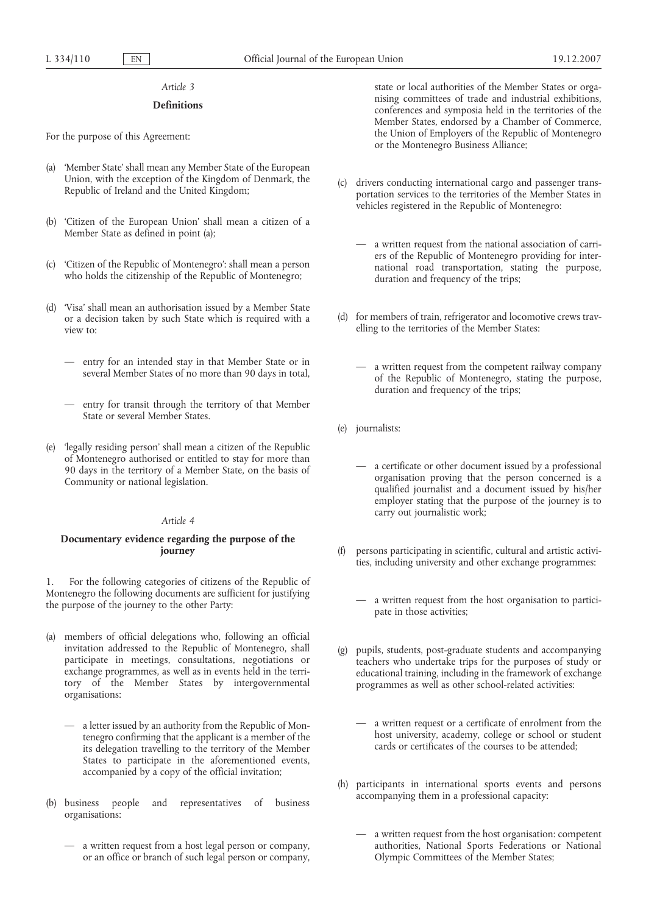*Article 3*

### Definitions

For the purpose of this Agreement:

(a) 'Member State' shall mean any Member State of the European Union, with the exception of the Kingdom of Denmark, the Republic of Ireland and the United Kingdom;

(b) 'Citizen of the European Union' shall mean a citizen of a Member State as defined in point (a);

(c) 'Citizen of the Republic of Montenegro': shall mean a person who holds the citizenship of the Republic of Montenegro;

(d) 'Visa' shall mean an authorisation issued by a Member State or a decision taken by such State which is required with a view to:

— entry for an intended stay in that Member State or in several Member States of no more than 90 days in total,

— entry for transit through the territory of that Member State or several Member States.

(e) 'legally residing person' shall mean a citizen of the Republic of Montenegro authorised or entitled to stay for more than 90 days in the territory of a Member State, on the basis of Community or national legislation.

*Article 4*

### Documentary evidence regarding the purpose of the journey

1. For the following categories of citizens of the Republic of Montenegro the following documents are sufficient for justifying the purpose of the journey to the other Party:

(a) members of official delegations who, following an official invitation addressed to the Republic of Montenegro, shall participate in meetings, consultations, negotiations or exchange programmes, as well as in events held in the territory of the Member States by intergovernmental organisations:

— a letter issued by an authority from the Republic of Montenegro confirming that the applicant is a member of the its delegation travelling to the territory of the Member States to participate in the aforementioned events, accompanied by a copy of the official invitation;

(b) business people and representatives of business organisations:

— a written request from a host legal person or company, or an office or branch of such legal person or company, state or local authorities of the Member States or organising committees of trade and industrial exhibitions, conferences and symposia held in the territories of the Member States, endorsed by a Chamber of Commerce, the Union of Employers of the Republic of Montenegro or the Montenegro Business Alliance;

(c) drivers conducting international cargo and passenger transportation services to the territories of the Member States in vehicles registered in the Republic of Montenegro:

— a written request from the national association of carriers of the Republic of Montenegro providing for international road transportation, stating the purpose, duration and frequency of the trips;

(d) for members of train, refrigerator and locomotive crews travelling to the territories of the Member States:

— a written request from the competent railway company of the Republic of Montenegro, stating the purpose, duration and frequency of the trips;

(e) journalists:

— a certificate or other document issued by a professional organisation proving that the person concerned is a qualified journalist and a document issued by his/her employer stating that the purpose of the journey is to carry out journalistic work;

(f) persons participating in scientific, cultural and artistic activities, including university and other exchange programmes:

— a written request from the host organisation to participate in those activities;

(g) pupils, students, post-graduate students and accompanying teachers who undertake trips for the purposes of study or educational training, including in the framework of exchange programmes as well as other school-related activities:

— a written request or a certificate of enrolment from the host university, academy, college or school or student cards or certificates of the courses to be attended;

(h) participants in international sports events and persons accompanying them in a professional capacity:

— a written request from the host organisation: competent authorities, National Sports Federations or National Olympic Committees of the Member States;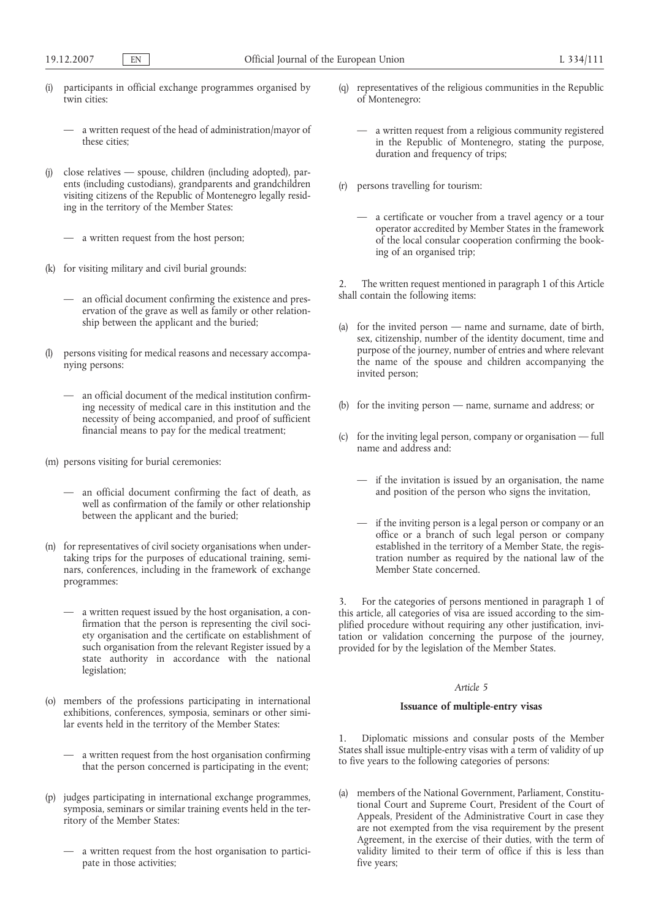(i) participants in official exchange programmes organised by twin cities:

— a written request of the head of administration/mayor of these cities;

(j) close relatives — spouse, children (including adopted), parents (including custodians), grandparents and grandchildren visiting citizens of the Republic of Montenegro legally residing in the territory of the Member States:

— a written request from the host person;

(k) for visiting military and civil burial grounds:

— an official document confirming the existence and preservation of the grave as well as family or other relationship between the applicant and the buried;

(l) persons visiting for medical reasons and necessary accompanying persons:

— an official document of the medical institution confirming necessity of medical care in this institution and the necessity of being accompanied, and proof of sufficient financial means to pay for the medical treatment;

(m) persons visiting for burial ceremonies:

— an official document confirming the fact of death, as well as confirmation of the family or other relationship between the applicant and the buried;

(n) for representatives of civil society organisations when undertaking trips for the purposes of educational training, seminars, conferences, including in the framework of exchange programmes:

— a written request issued by the host organisation, a confirmation that the person is representing the civil society organisation and the certificate on establishment of such organisation from the relevant Register issued by a state authority in accordance with the national legislation;

(o) members of the professions participating in international exhibitions, conferences, symposia, seminars or other similar events held in the territory of the Member States:

— a written request from the host organisation confirming that the person concerned is participating in the event;

(p) judges participating in international exchange programmes, symposia, seminars or similar training events held in the territory of the Member States:

— a written request from the host organisation to participate in those activities;

(q) representatives of the religious communities in the Republic of Montenegro:

— a written request from a religious community registered in the Republic of Montenegro, stating the purpose, duration and frequency of trips;

(r) persons travelling for tourism:

— a certificate or voucher from a travel agency or a tour operator accredited by Member States in the framework of the local consular cooperation confirming the booking of an organised trip;

2. The written request mentioned in paragraph 1 of this Article shall contain the following items:

(a) for the invited person — name and surname, date of birth, sex, citizenship, number of the identity document, time and purpose of the journey, number of entries and where relevant the name of the spouse and children accompanying the invited person;

(b) for the inviting person — name, surname and address; or

(c) for the inviting legal person, company or organisation — full name and address and:

— if the invitation is issued by an organisation, the name and position of the person who signs the invitation,

— if the inviting person is a legal person or company or an office or a branch of such legal person or company established in the territory of a Member State, the registration number as required by the national law of the Member State concerned.

3. For the categories of persons mentioned in paragraph 1 of this article, all categories of visa are issued according to the simplified procedure without requiring any other justification, invitation or validation concerning the purpose of the journey, provided for by the legislation of the Member States.

*Article 5*

**Issuance of multiple-entry visas**

1. Diplomatic missions and consular posts of the Member States shall issue multiple-entry visas with a term of validity of up to five years to the following categories of persons:

(a) members of the National Government, Parliament, Constitutional Court and Supreme Court, President of the Court of Appeals, President of the Administrative Court in case they are not exempted from the visa requirement by the present Agreement, in the exercise of their duties, with the term of validity limited to their term of office if this is less than five years;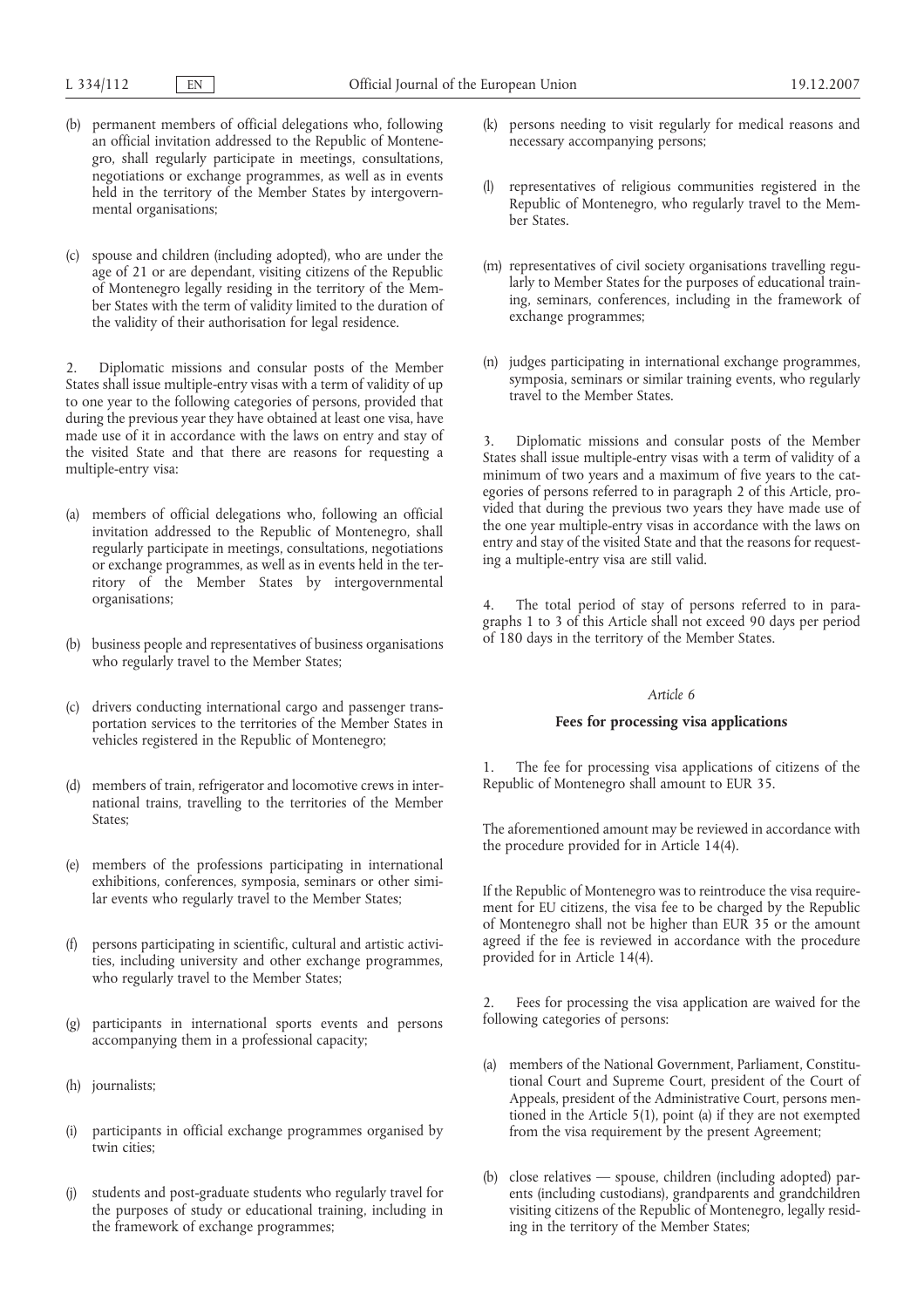(b) permanent members of official delegations who, following an official invitation addressed to the Republic of Montenegro, shall regularly participate in meetings, consultations, negotiations or exchange programmes, as well as in events held in the territory of the Member States by intergovernmental organisations;

(c) spouse and children (including adopted), who are under the age of 21 or are dependant, visiting citizens of the Republic of Montenegro legally residing in the territory of the Member States with the term of validity limited to the duration of the validity of their authorisation for legal residence.

2. Diplomatic missions and consular posts of the Member States shall issue multiple-entry visas with a term of validity of up to one year to the following categories of persons, provided that during the previous year they have obtained at least one visa, have made use of it in accordance with the laws on entry and stay of the visited State and that there are reasons for requesting a multiple-entry visa:

(a) members of official delegations who, following an official invitation addressed to the Republic of Montenegro, shall regularly participate in meetings, consultations, negotiations or exchange programmes, as well as in events held in the territory of the Member States by intergovernmental organisations;

(b) business people and representatives of business organisations who regularly travel to the Member States;

(c) drivers conducting international cargo and passenger transportation services to the territories of the Member States in vehicles registered in the Republic of Montenegro;

(d) members of train, refrigerator and locomotive crews in international trains, travelling to the territories of the Member States;

(e) members of the professions participating in international exhibitions, conferences, symposia, seminars or other similar events who regularly travel to the Member States;

(f) persons participating in scientific, cultural and artistic activities, including university and other exchange programmes, who regularly travel to the Member States;

(g) participants in international sports events and persons accompanying them in a professional capacity;

(h) journalists;

(i) participants in official exchange programmes organised by twin cities;

(j) students and post-graduate students who regularly travel for the purposes of study or educational training, including in the framework of exchange programmes;

(k) persons needing to visit regularly for medical reasons and necessary accompanying persons;

(l) representatives of religious communities registered in the Republic of Montenegro, who regularly travel to the Member States.

(m) representatives of civil society organisations travelling regularly to Member States for the purposes of educational training, seminars, conferences, including in the framework of exchange programmes;

(n) judges participating in international exchange programmes, symposia, seminars or similar training events, who regularly travel to the Member States.

3. Diplomatic missions and consular posts of the Member States shall issue multiple-entry visas with a term of validity of a minimum of two years and a maximum of five years to the categories of persons referred to in paragraph 2 of this Article, provided that during the previous two years they have made use of the one year multiple-entry visas in accordance with the laws on entry and stay of the visited State and that the reasons for requesting a multiple-entry visa are still valid.

4. The total period of stay of persons referred to in paragraphs 1 to 3 of this Article shall not exceed 90 days per period of 180 days in the territory of the Member States.

*Article 6*

**Fees for processing visa applications**

1. The fee for processing visa applications of citizens of the Republic of Montenegro shall amount to EUR 35.

The aforementioned amount may be reviewed in accordance with the procedure provided for in Article 14(4).

If the Republic of Montenegro was to reintroduce the visa requirement for EU citizens, the visa fee to be charged by the Republic of Montenegro shall not be higher than EUR 35 or the amount agreed if the fee is reviewed in accordance with the procedure provided for in Article 14(4).

2. Fees for processing the visa application are waived for the following categories of persons:

(a) members of the National Government, Parliament, Constitutional Court and Supreme Court, president of the Court of Appeals, president of the Administrative Court, persons mentioned in the Article 5(1), point (a) if they are not exempted from the visa requirement by the present Agreement;

(b) close relatives — spouse, children (including adopted) parents (including custodians), grandparents and grandchildren visiting citizens of the Republic of Montenegro, legally residing in the territory of the Member States;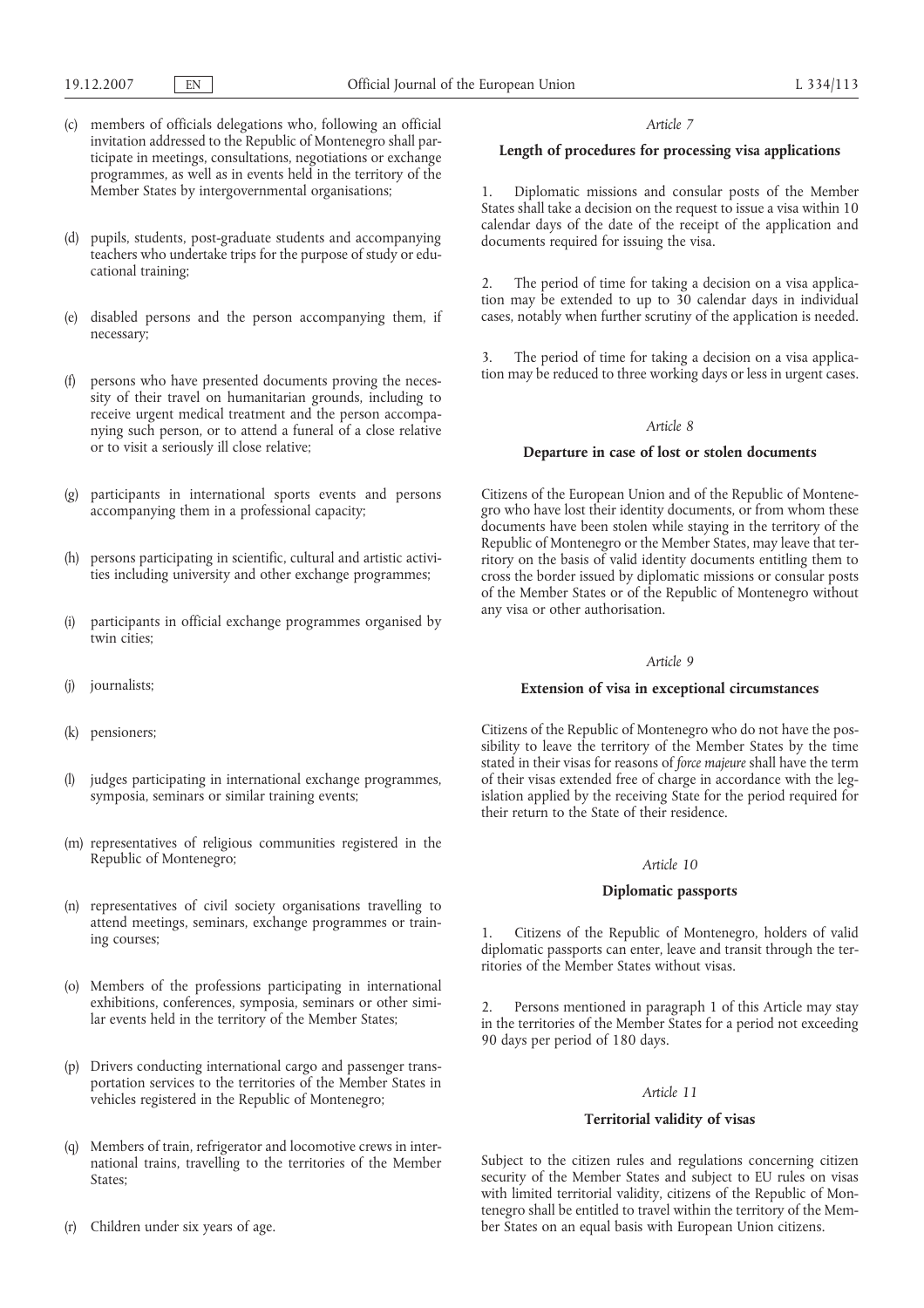(c) members of officials delegations who, following an official invitation addressed to the Republic of Montenegro shall participate in meetings, consultations, negotiations or exchange programmes, as well as in events held in the territory of the Member States by intergovernmental organisations;

(d) pupils, students, post-graduate students and accompanying teachers who undertake trips for the purpose of study or educational training;

(e) disabled persons and the person accompanying them, if necessary;

(f) persons who have presented documents proving the necessity of their travel on humanitarian grounds, including to receive urgent medical treatment and the person accompanying such person, or to attend a funeral of a close relative or to visit a seriously ill close relative;

(g) participants in international sports events and persons accompanying them in a professional capacity;

(h) persons participating in scientific, cultural and artistic activities including university and other exchange programmes;

(i) participants in official exchange programmes organised by twin cities;

(j) journalists;

(k) pensioners;

(l) judges participating in international exchange programmes, symposia, seminars or similar training events;

(m) representatives of religious communities registered in the Republic of Montenegro;

(n) representatives of civil society organisations travelling to attend meetings, seminars, exchange programmes or training courses;

(o) Members of the professions participating in international exhibitions, conferences, symposia, seminars or other similar events held in the territory of the Member States;

(p) Drivers conducting international cargo and passenger transportation services to the territories of the Member States in vehicles registered in the Republic of Montenegro;

(q) Members of train, refrigerator and locomotive crews in international trains, travelling to the territories of the Member States;

(r) Children under six years of age.

*Article 7*

**Length of procedures for processing visa applications**

1. Diplomatic missions and consular posts of the Member States shall take a decision on the request to issue a visa within 10 calendar days of the date of the receipt of the application and documents required for issuing the visa.

2. The period of time for taking a decision on a visa application may be extended to up to 30 calendar days in individual cases, notably when further scrutiny of the application is needed.

3. The period of time for taking a decision on a visa application may be reduced to three working days or less in urgent cases.

*Article 8*

**Departure in case of lost or stolen documents**

Citizens of the European Union and of the Republic of Montenegro who have lost their identity documents, or from whom these documents have been stolen while staying in the territory of the Republic of Montenegro or the Member States, may leave that territory on the basis of valid identity documents entitling them to cross the border issued by diplomatic missions or consular posts of the Member States or of the Republic of Montenegro without any visa or other authorisation.

*Article 9*

**Extension of visa in exceptional circumstances**

Citizens of the Republic of Montenegro who do not have the possibility to leave the territory of the Member States by the time stated in their visas for reasons of *force majeure* shall have the term of their visas extended free of charge in accordance with the legislation applied by the receiving State for the period required for their return to the State of their residence.

*Article 10*

**Diplomatic passports**

1. Citizens of the Republic of Montenegro, holders of valid diplomatic passports can enter, leave and transit through the territories of the Member States without visas.

2. Persons mentioned in paragraph 1 of this Article may stay in the territories of the Member States for a period not exceeding 90 days per period of 180 days.

*Article 11*

**Territorial validity of visas**

Subject to the citizen rules and regulations concerning citizen security of the Member States and subject to EU rules on visas with limited territorial validity, citizens of the Republic of Montenegro shall be entitled to travel within the territory of the Member States on an equal basis with European Union citizens.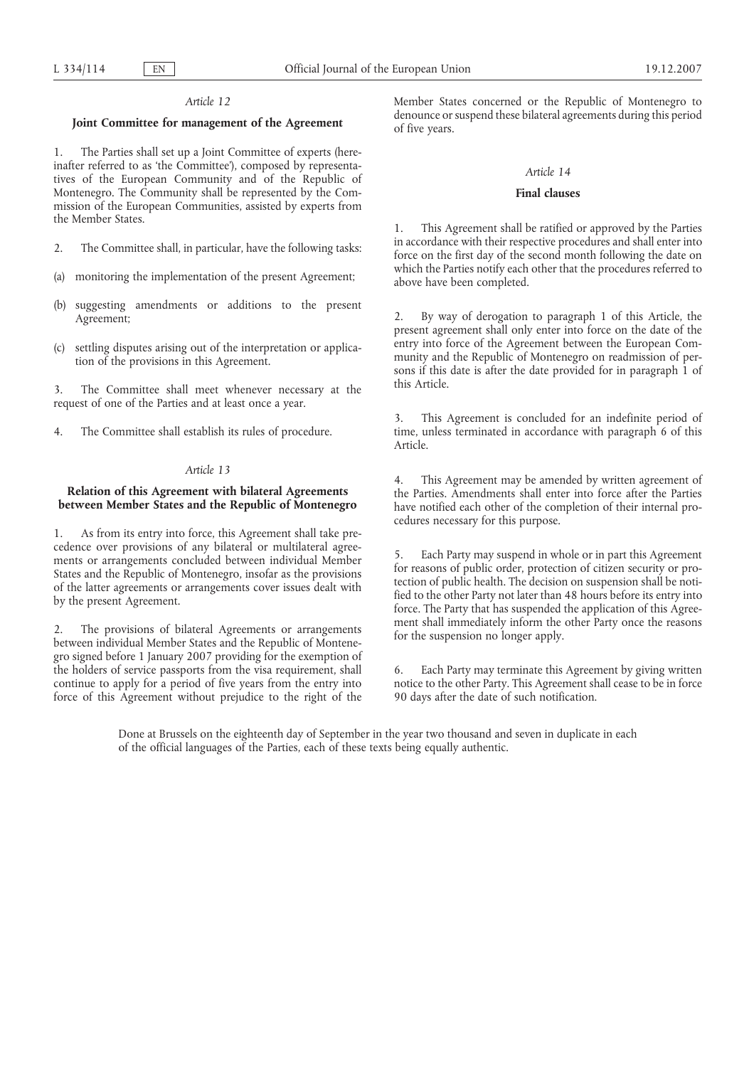*Article 12*

**Joint Committee for management of the Agreement**

1. The Parties shall set up a Joint Committee of experts (hereinafter referred to as 'the Committee'), composed by representatives of the European Community and of the Republic of Montenegro. The Community shall be represented by the Commission of the European Communities, assisted by experts from the Member States.

2. The Committee shall, in particular, have the following tasks:

(a) monitoring the implementation of the present Agreement;

(b) suggesting amendments or additions to the present Agreement;

(c) settling disputes arising out of the interpretation or application of the provisions in this Agreement.

3. The Committee shall meet whenever necessary at the request of one of the Parties and at least once a year.

4. The Committee shall establish its rules of procedure.

*Article 13*

**Relation of this Agreement with bilateral Agreements between Member States and the Republic of Montenegro**

1. As from its entry into force, this Agreement shall take precedence over provisions of any bilateral or multilateral agreements or arrangements concluded between individual Member States and the Republic of Montenegro, insofar as the provisions of the latter agreements or arrangements cover issues dealt with by the present Agreement.

2. The provisions of bilateral Agreements or arrangements between individual Member States and the Republic of Montenegro signed before 1 January 2007 providing for the exemption of the holders of service passports from the visa requirement, shall continue to apply for a period of five years from the entry into force of this Agreement without prejudice to the right of the Member States concerned or the Republic of Montenegro to denounce or suspend these bilateral agreements during this period of five years.

*Article 14*

**Final clauses**

1. This Agreement shall be ratified or approved by the Parties in accordance with their respective procedures and shall enter into force on the first day of the second month following the date on which the Parties notify each other that the procedures referred to above have been completed.

2. By way of derogation to paragraph 1 of this Article, the present agreement shall only enter into force on the date of the entry into force of the Agreement between the European Community and the Republic of Montenegro on readmission of persons if this date is after the date provided for in paragraph 1 of this Article.

3. This Agreement is concluded for an indefinite period of time, unless terminated in accordance with paragraph 6 of this Article.

4. This Agreement may be amended by written agreement of the Parties. Amendments shall enter into force after the Parties have notified each other of the completion of their internal procedures necessary for this purpose.

5. Each Party may suspend in whole or in part this Agreement for reasons of public order, protection of citizen security or protection of public health. The decision on suspension shall be notified to the other Party not later than 48 hours before its entry into force. The Party that has suspended the application of this Agreement shall immediately inform the other Party once the reasons for the suspension no longer apply.

6. Each Party may terminate this Agreement by giving written notice to the other Party. This Agreement shall cease to be in force 90 days after the date of such notification.

Done at Brussels on the eighteenth day of September in the year two thousand and seven in duplicate in each of the official languages of the Parties, each of these texts being equally authentic.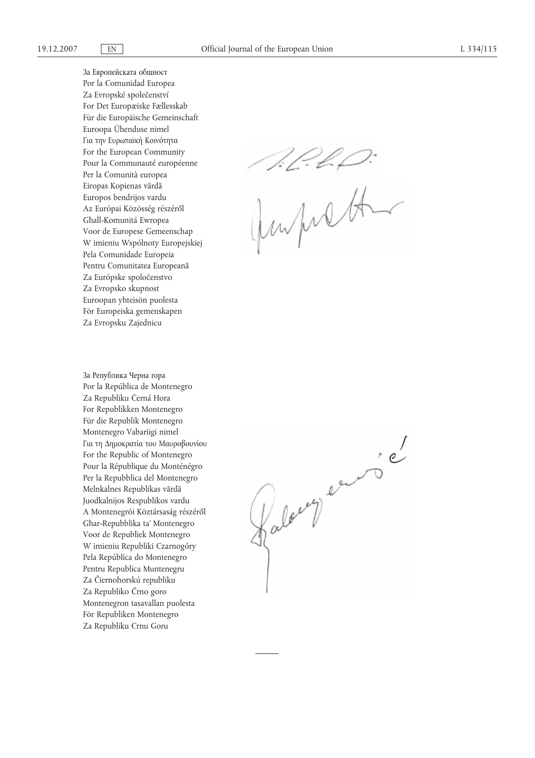За Европейската общност
Por la Comunidad Europea
Za Evropské společenství
For Det Europæiske Fællesskab
Für die Europäische Gemeinschaft
Euroopa Ühenduse nimel
Για την Ευρωπαϊκή Κοινότητα
For the European Community
Pour la Communauté européenne
Per la Comunità europea
Eiropas Kopienas vārdā
Europos bendrijos vardu
Az Európai Közösség részéről
Għall-Komunitá Ewropea
Voor de Europese Gemeenschap
W imieniu Wspólnoty Europejskiej
Pela Comunidade Europeia
Pentru Comunitatea Europeană
Za Európske spoločenstvo
Za Evropsko skupnost
Euroopan yhteisön puolesta
För Europeiska gemenskapen
Za Evropsku Zajednicu

За Република Черна гора
Por la República de Montenegro
Za Republiku Černá Hora
For Republikken Montenegro
Für die Republik Montenegro
Montenegro Vabariigi nimel
Για τη Δημοκρατία του Μαυροβουνίου
For the Republic of Montenegro
Pour la République du Monténégro
Per la Repubblica del Montenegro
Melnkalnes Republikas vārdā
Juodkalnijos Respublikos vardu
A Montenegrói Köztársaság részéről
Għar-Repubblika ta' Montenegro
Voor de Republiek Montenegro
W imieniu Republiki Czarnogóry
Pela República do Montenegro
Pentru Republica Muntenegru
Za Čiernohorskú republiku
Za Republiko Črno goro
Montenegron tasavallan puolesta
För Republiken Montenegro
Za Republiku Crnu Goru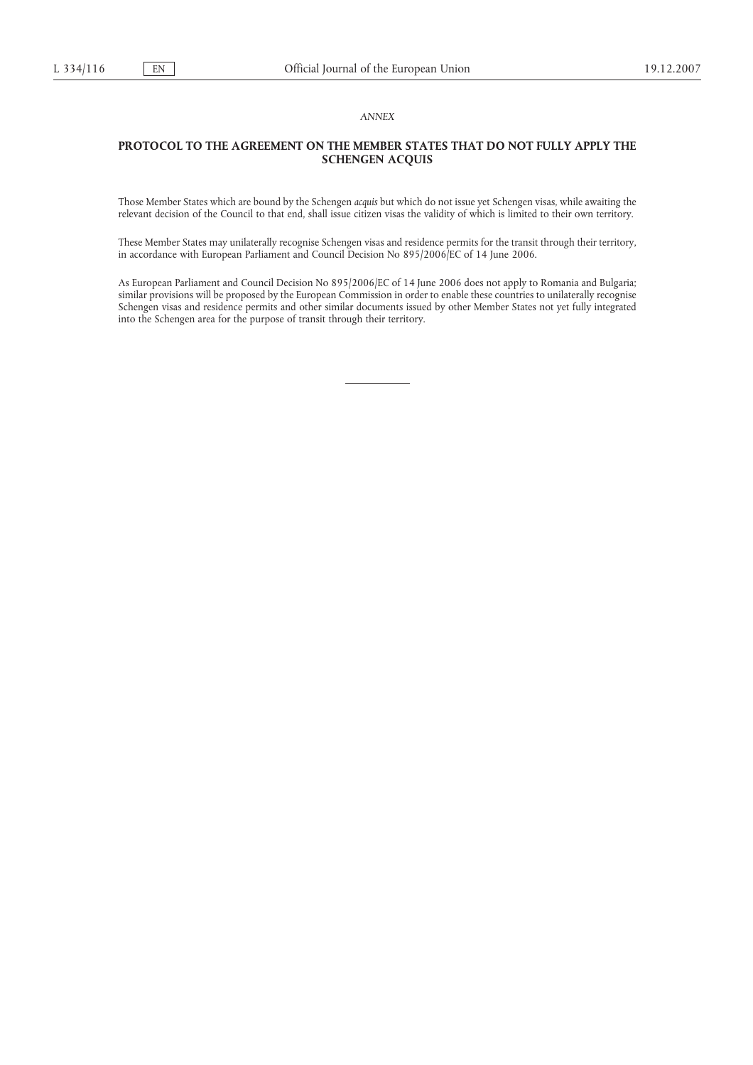*ANNEX*

## PROTOCOL TO THE AGREEMENT ON THE MEMBER STATES THAT DO NOT FULLY APPLY THE SCHENGEN ACQUIS

Those Member States which are bound by the Schengen *acquis* but which do not issue yet Schengen visas, while awaiting the relevant decision of the Council to that end, shall issue citizen visas the validity of which is limited to their own territory.

These Member States may unilaterally recognise Schengen visas and residence permits for the transit through their territory, in accordance with European Parliament and Council Decision No 895/2006/EC of 14 June 2006.

As European Parliament and Council Decision No 895/2006/EC of 14 June 2006 does not apply to Romania and Bulgaria; similar provisions will be proposed by the European Commission in order to enable these countries to unilaterally recognise Schengen visas and residence permits and other similar documents issued by other Member States not yet fully integrated into the Schengen area for the purpose of transit through their territory.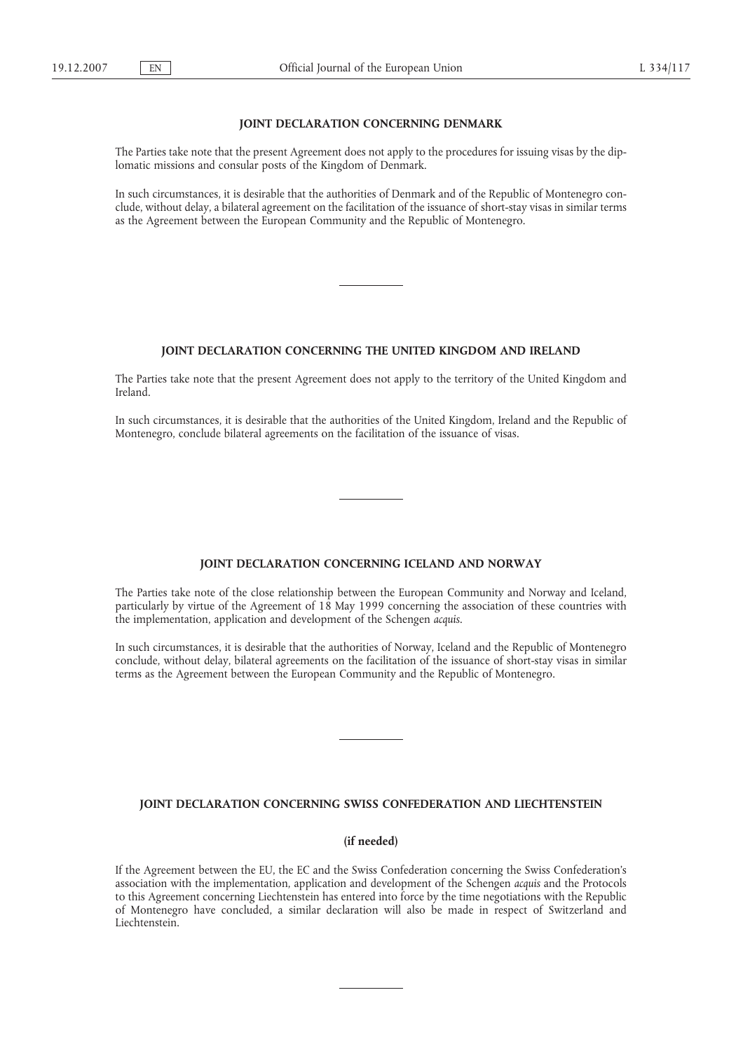## JOINT DECLARATION CONCERNING DENMARK

The Parties take note that the present Agreement does not apply to the procedures for issuing visas by the diplomatic missions and consular posts of the Kingdom of Denmark.

In such circumstances, it is desirable that the authorities of Denmark and of the Republic of Montenegro conclude, without delay, a bilateral agreement on the facilitation of the issuance of short-stay visas in similar terms as the Agreement between the European Community and the Republic of Montenegro.

---

## JOINT DECLARATION CONCERNING THE UNITED KINGDOM AND IRELAND

The Parties take note that the present Agreement does not apply to the territory of the United Kingdom and Ireland.

In such circumstances, it is desirable that the authorities of the United Kingdom, Ireland and the Republic of Montenegro, conclude bilateral agreements on the facilitation of the issuance of visas.

---

## JOINT DECLARATION CONCERNING ICELAND AND NORWAY

The Parties take note of the close relationship between the European Community and Norway and Iceland, particularly by virtue of the Agreement of 18 May 1999 concerning the association of these countries with the implementation, application and development of the Schengen *acquis*.

In such circumstances, it is desirable that the authorities of Norway, Iceland and the Republic of Montenegro conclude, without delay, bilateral agreements on the facilitation of the issuance of short-stay visas in similar terms as the Agreement between the European Community and the Republic of Montenegro.

---

## JOINT DECLARATION CONCERNING SWISS CONFEDERATION AND LIECHTENSTEIN

**(if needed)**

If the Agreement between the EU, the EC and the Swiss Confederation concerning the Swiss Confederation's association with the implementation, application and development of the Schengen *acquis* and the Protocols to this Agreement concerning Liechtenstein has entered into force by the time negotiations with the Republic of Montenegro have concluded, a similar declaration will also be made in respect of Switzerland and Liechtenstein.

---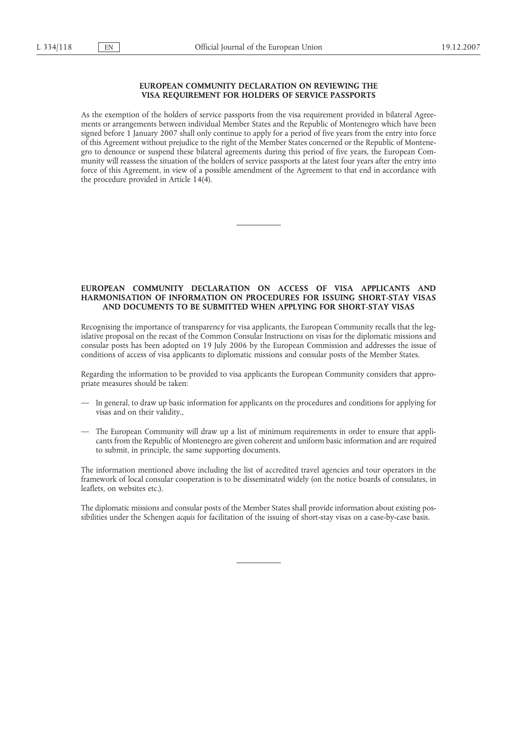## EUROPEAN COMMUNITY DECLARATION ON REVIEWING THE VISA REQUIREMENT FOR HOLDERS OF SERVICE PASSPORTS

As the exemption of the holders of service passports from the visa requirement provided in bilateral Agreements or arrangements between individual Member States and the Republic of Montenegro which have been signed before 1 January 2007 shall only continue to apply for a period of five years from the entry into force of this Agreement without prejudice to the right of the Member States concerned or the Republic of Montenegro to denounce or suspend these bilateral agreements during this period of five years, the European Community will reassess the situation of the holders of service passports at the latest four years after the entry into force of this Agreement, in view of a possible amendment of the Agreement to that end in accordance with the procedure provided in Article 14(4).

---

## EUROPEAN COMMUNITY DECLARATION ON ACCESS OF VISA APPLICANTS AND HARMONISATION OF INFORMATION ON PROCEDURES FOR ISSUING SHORT-STAY VISAS AND DOCUMENTS TO BE SUBMITTED WHEN APPLYING FOR SHORT-STAY VISAS

Recognising the importance of transparency for visa applicants, the European Community recalls that the legislative proposal on the recast of the Common Consular Instructions on visas for the diplomatic missions and consular posts has been adopted on 19 July 2006 by the European Commission and addresses the issue of conditions of access of visa applicants to diplomatic missions and consular posts of the Member States.

Regarding the information to be provided to visa applicants the European Community considers that appropriate measures should be taken:

- In general, to draw up basic information for applicants on the procedures and conditions for applying for visas and on their validity.,
- The European Community will draw up a list of minimum requirements in order to ensure that applicants from the Republic of Montenegro are given coherent and uniform basic information and are required to submit, in principle, the same supporting documents.

The information mentioned above including the list of accredited travel agencies and tour operators in the framework of local consular cooperation is to be disseminated widely (on the notice boards of consulates, in leaflets, on websites etc.).

The diplomatic missions and consular posts of the Member States shall provide information about existing possibilities under the Schengen *acquis* for facilitation of the issuing of short-stay visas on a case-by-case basis.

---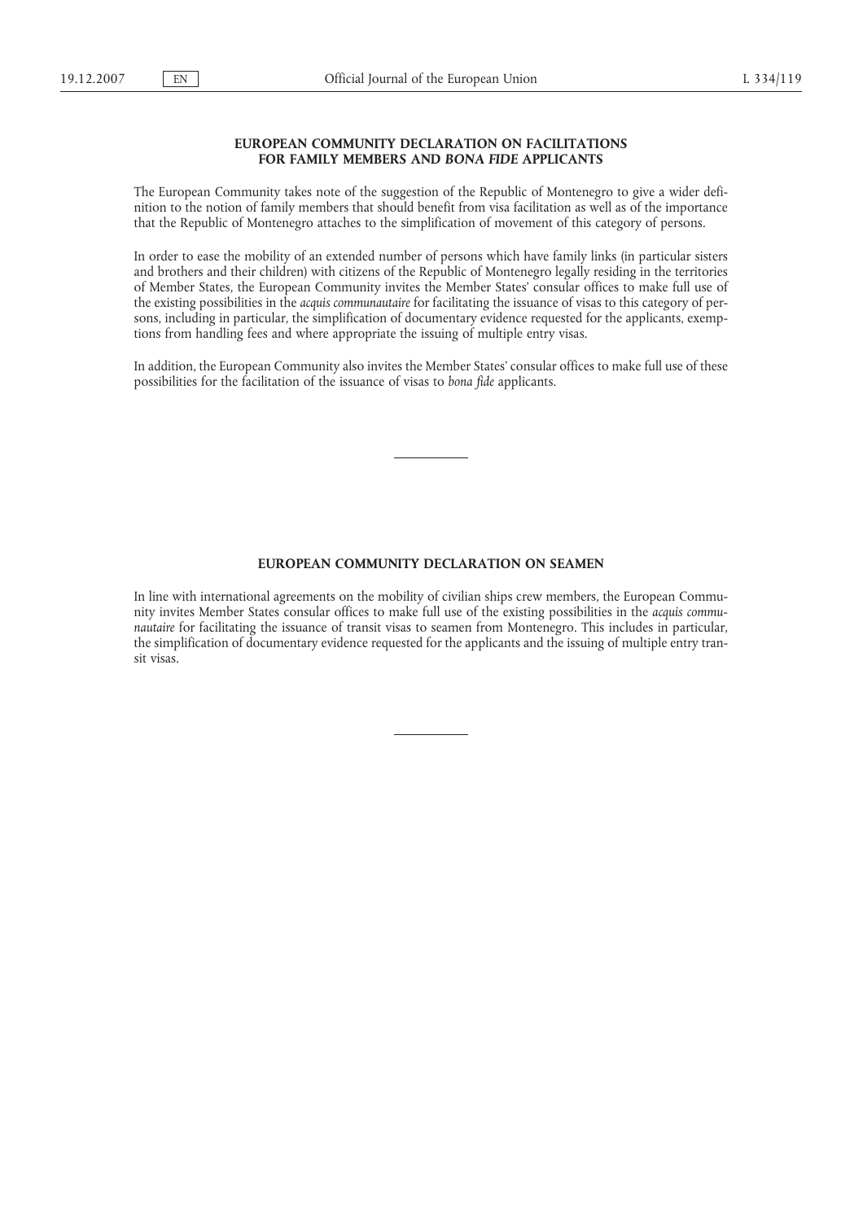## EUROPEAN COMMUNITY DECLARATION ON FACILITATIONS FOR FAMILY MEMBERS AND *BONA FIDE* APPLICANTS

The European Community takes note of the suggestion of the Republic of Montenegro to give a wider definition to the notion of family members that should benefit from visa facilitation as well as of the importance that the Republic of Montenegro attaches to the simplification of movement of this category of persons.

In order to ease the mobility of an extended number of persons which have family links (in particular sisters and brothers and their children) with citizens of the Republic of Montenegro legally residing in the territories of Member States, the European Community invites the Member States' consular offices to make full use of the existing possibilities in the *acquis communautaire* for facilitating the issuance of visas to this category of persons, including in particular, the simplification of documentary evidence requested for the applicants, exemptions from handling fees and where appropriate the issuing of multiple entry visas.

In addition, the European Community also invites the Member States' consular offices to make full use of these possibilities for the facilitation of the issuance of visas to *bona fide* applicants.

## EUROPEAN COMMUNITY DECLARATION ON SEAMEN

In line with international agreements on the mobility of civilian ships crew members, the European Community invites Member States consular offices to make full use of the existing possibilities in the *acquis communautaire* for facilitating the issuance of transit visas to seamen from Montenegro. This includes in particular, the simplification of documentary evidence requested for the applicants and the issuing of multiple entry transit visas.